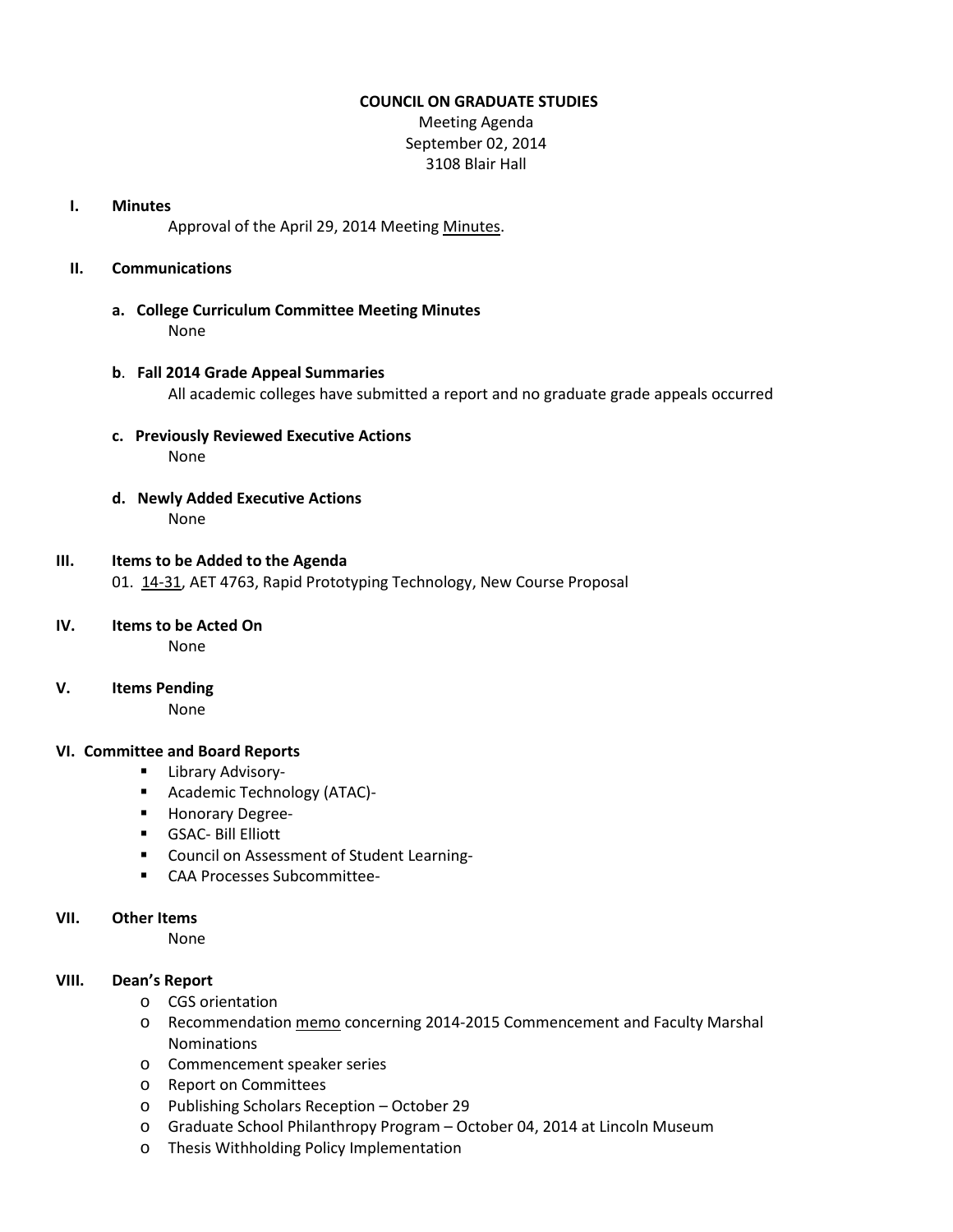**COUNCIL ON GRADUATE STUDIES**

Meeting Agenda
September 02, 2014
3108 Blair Hall

**I. Minutes**

Approval of the April 29, 2014 Meeting Minutes.

**II. Communications**

**a. College Curriculum Committee Meeting Minutes**

None

**b. Fall 2014 Grade Appeal Summaries**

All academic colleges have submitted a report and no graduate grade appeals occurred

**c. Previously Reviewed Executive Actions**

None

**d. Newly Added Executive Actions**

None

**III. Items to be Added to the Agenda**

01. 14-31, AET 4763, Rapid Prototyping Technology, New Course Proposal

**IV. Items to be Acted On**

None

**V. Items Pending**

None

**VI. Committee and Board Reports**

- Library Advisory-
- Academic Technology (ATAC)-
- Honorary Degree-
- GSAC- Bill Elliott
- Council on Assessment of Student Learning-
- CAA Processes Subcommittee-

**VII. Other Items**

None

**VIII. Dean's Report**

- CGS orientation
- Recommendation memo concerning 2014-2015 Commencement and Faculty Marshal Nominations
- Commencement speaker series
- Report on Committees
- Publishing Scholars Reception – October 29
- Graduate School Philanthropy Program – October 04, 2014 at Lincoln Museum
- Thesis Withholding Policy Implementation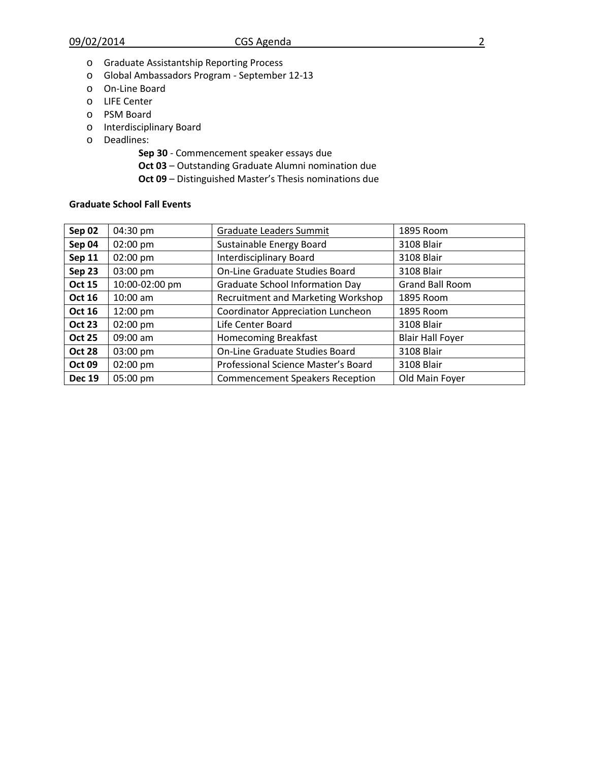- Graduate Assistantship Reporting Process
- Global Ambassadors Program - September 12-13
- On-Line Board
- LIFE Center
- PSM Board
- Interdisciplinary Board
- Deadlines:
  - **Sep 30** - Commencement speaker essays due
  - **Oct 03** – Outstanding Graduate Alumni nomination due
  - **Oct 09** – Distinguished Master's Thesis nominations due

**Graduate School Fall Events**

| | | | |
|---|---|---|---|
| **Sep 02** | 04:30 pm | Graduate Leaders Summit | 1895 Room |
| **Sep 04** | 02:00 pm | Sustainable Energy Board | 3108 Blair |
| **Sep 11** | 02:00 pm | Interdisciplinary Board | 3108 Blair |
| **Sep 23** | 03:00 pm | On-Line Graduate Studies Board | 3108 Blair |
| **Oct 15** | 10:00-02:00 pm | Graduate School Information Day | Grand Ball Room |
| **Oct 16** | 10:00 am | Recruitment and Marketing Workshop | 1895 Room |
| **Oct 16** | 12:00 pm | Coordinator Appreciation Luncheon | 1895 Room |
| **Oct 23** | 02:00 pm | Life Center Board | 3108 Blair |
| **Oct 25** | 09:00 am | Homecoming Breakfast | Blair Hall Foyer |
| **Oct 28** | 03:00 pm | On-Line Graduate Studies Board | 3108 Blair |
| **Oct 09** | 02:00 pm | Professional Science Master's Board | 3108 Blair |
| **Dec 19** | 05:00 pm | Commencement Speakers Reception | Old Main Foyer |